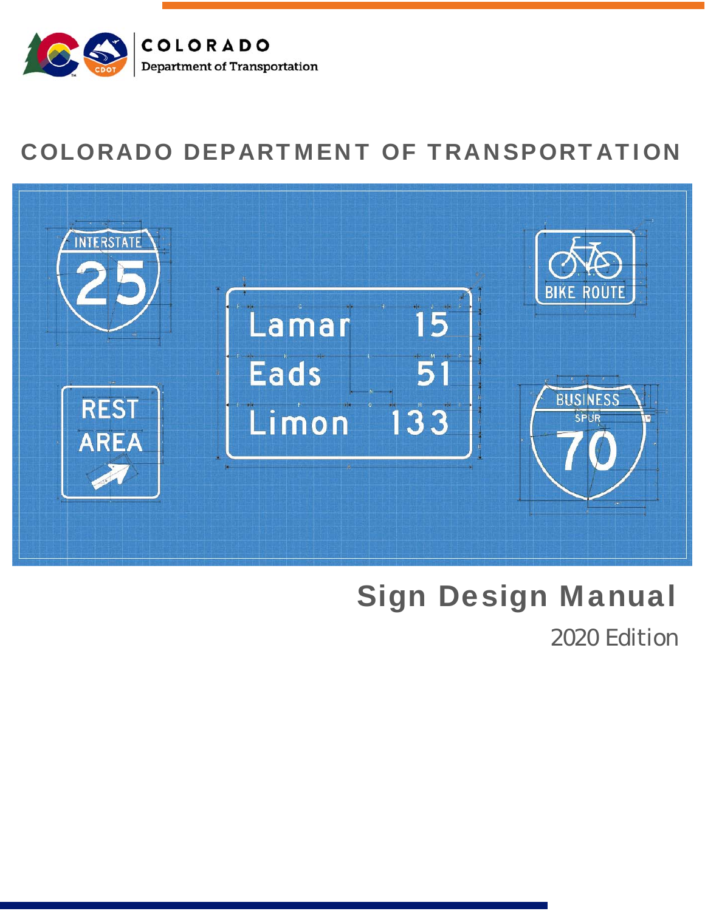COLORADO
Department of Transportation

# COLORADO DEPARTMENT OF TRANSPORTATION

# Sign Design Manual

2020 Edition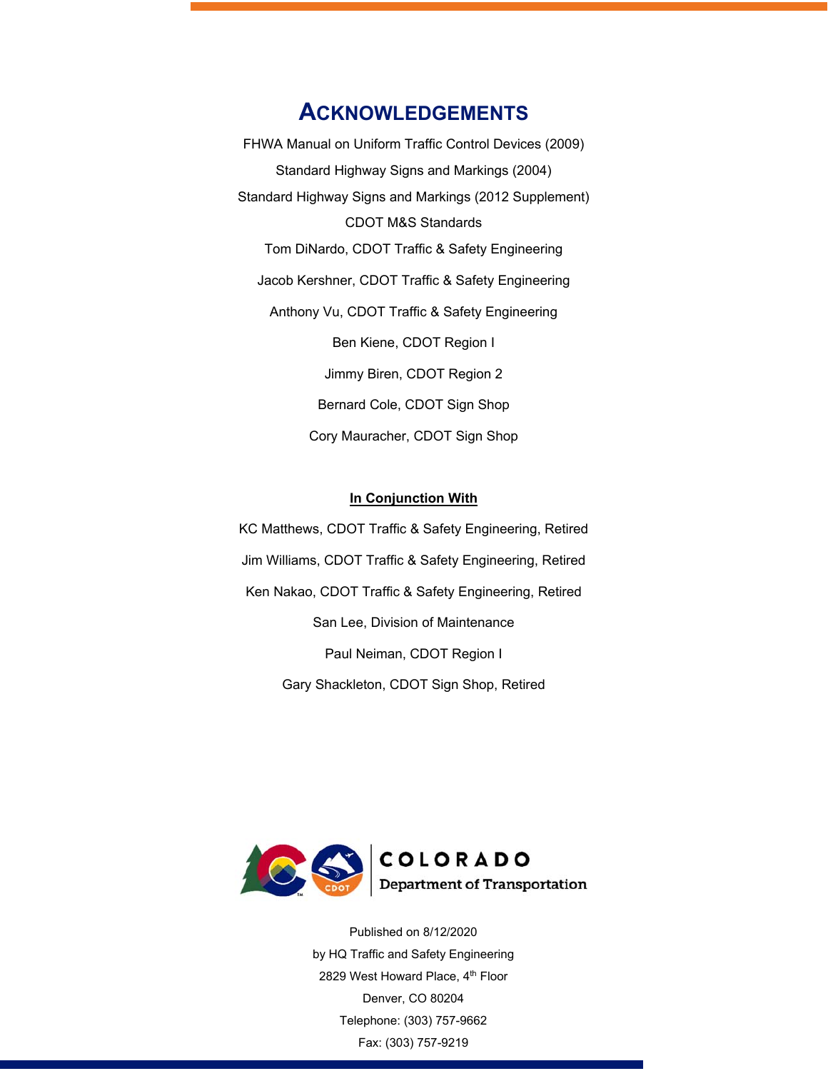# ACKNOWLEDGEMENTS

FHWA Manual on Uniform Traffic Control Devices (2009)

Standard Highway Signs and Markings (2004)

Standard Highway Signs and Markings (2012 Supplement)

CDOT M&S Standards

Tom DiNardo, CDOT Traffic & Safety Engineering

Jacob Kershner, CDOT Traffic & Safety Engineering

Anthony Vu, CDOT Traffic & Safety Engineering

Ben Kiene, CDOT Region I

Jimmy Biren, CDOT Region 2

Bernard Cole, CDOT Sign Shop

Cory Mauracher, CDOT Sign Shop

**In Conjunction With**

KC Matthews, CDOT Traffic & Safety Engineering, Retired

Jim Williams, CDOT Traffic & Safety Engineering, Retired

Ken Nakao, CDOT Traffic & Safety Engineering, Retired

San Lee, Division of Maintenance

Paul Neiman, CDOT Region I

Gary Shackleton, CDOT Sign Shop, Retired

COLORADO
Department of Transportation

Published on 8/12/2020

by HQ Traffic and Safety Engineering

2829 West Howard Place, 4th Floor

Denver, CO 80204

Telephone: (303) 757-9662

Fax: (303) 757-9219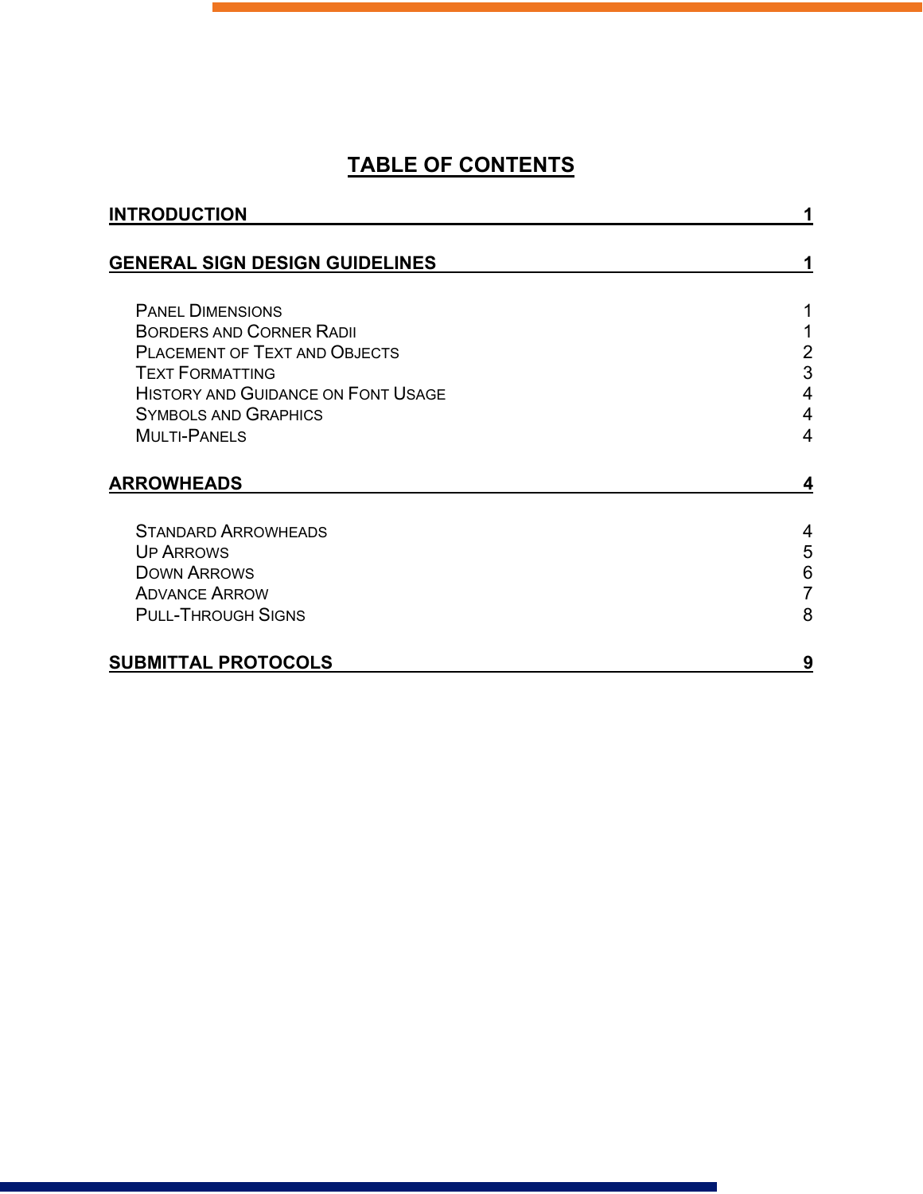# TABLE OF CONTENTS

**INTRODUCTION** **1**

**GENERAL SIGN DESIGN GUIDELINES** **1**

- Panel Dimensions 1
- Borders and Corner Radii 1
- Placement of Text and Objects 2
- Text Formatting 3
- History and Guidance on Font Usage 4
- Symbols and Graphics 4
- Multi-Panels 4

**ARROWHEADS** **4**

- Standard Arrowheads 4
- Up Arrows 5
- Down Arrows 6
- Advance Arrow 7
- Pull-Through Signs 8

**SUBMITTAL PROTOCOLS** **9**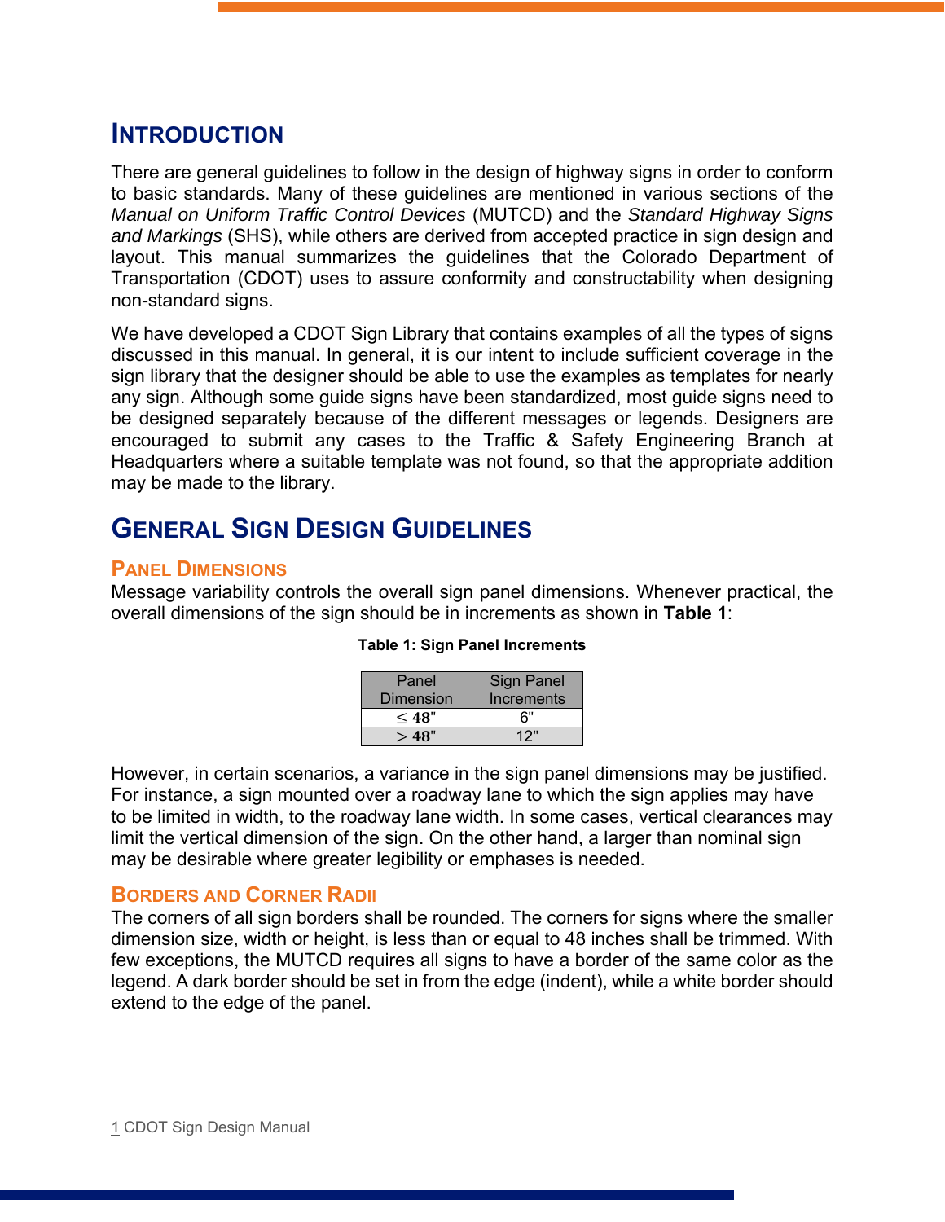# Introduction

There are general guidelines to follow in the design of highway signs in order to conform to basic standards. Many of these guidelines are mentioned in various sections of the *Manual on Uniform Traffic Control Devices* (MUTCD) and the *Standard Highway Signs and Markings* (SHS), while others are derived from accepted practice in sign design and layout. This manual summarizes the guidelines that the Colorado Department of Transportation (CDOT) uses to assure conformity and constructability when designing non-standard signs.

We have developed a CDOT Sign Library that contains examples of all the types of signs discussed in this manual. In general, it is our intent to include sufficient coverage in the sign library that the designer should be able to use the examples as templates for nearly any sign. Although some guide signs have been standardized, most guide signs need to be designed separately because of the different messages or legends. Designers are encouraged to submit any cases to the Traffic & Safety Engineering Branch at Headquarters where a suitable template was not found, so that the appropriate addition may be made to the library.

# General Sign Design Guidelines

## Panel Dimensions

Message variability controls the overall sign panel dimensions. Whenever practical, the overall dimensions of the sign should be in increments as shown in **Table 1**:

**Table 1: Sign Panel Increments**

| Panel Dimension | Sign Panel Increments |
|---|---|
| $\leq 48$" | 6" |
| $> 48$" | 12" |

However, in certain scenarios, a variance in the sign panel dimensions may be justified. For instance, a sign mounted over a roadway lane to which the sign applies may have to be limited in width, to the roadway lane width. In some cases, vertical clearances may limit the vertical dimension of the sign. On the other hand, a larger than nominal sign may be desirable where greater legibility or emphases is needed.

## Borders and Corner Radii

The corners of all sign borders shall be rounded. The corners for signs where the smaller dimension size, width or height, is less than or equal to 48 inches shall be trimmed. With few exceptions, the MUTCD requires all signs to have a border of the same color as the legend. A dark border should be set in from the edge (indent), while a white border should extend to the edge of the panel.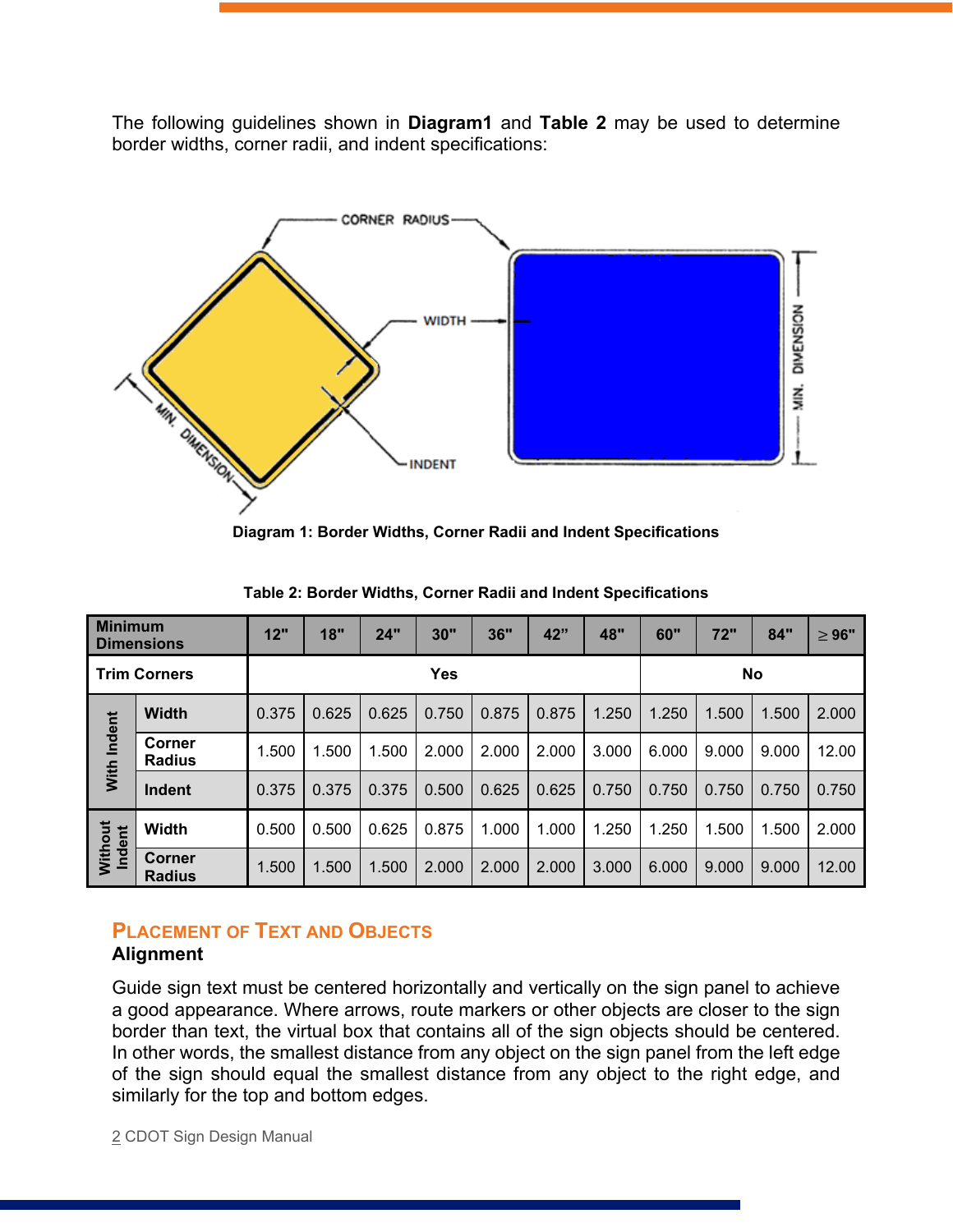The following guidelines shown in **Diagram1** and **Table 2** may be used to determine border widths, corner radii, and indent specifications:

**Diagram 1: Border Widths, Corner Radii and Indent Specifications**

**Table 2: Border Widths, Corner Radii and Indent Specifications**

| Minimum Dimensions | | 12" | 18" | 24" | 30" | 36" | 42" | 48" | 60" | 72" | 84" | ≥ 96" |
|---|---|---|---|---|---|---|---|---|---|---|---|---|
| Trim Corners | | Yes | | | | | | | No | | | |
| With Indent | Width | 0.375 | 0.625 | 0.625 | 0.750 | 0.875 | 0.875 | 1.250 | 1.250 | 1.500 | 1.500 | 2.000 |
| | Corner Radius | 1.500 | 1.500 | 1.500 | 2.000 | 2.000 | 2.000 | 3.000 | 6.000 | 9.000 | 9.000 | 12.00 |
| | Indent | 0.375 | 0.375 | 0.375 | 0.500 | 0.625 | 0.625 | 0.750 | 0.750 | 0.750 | 0.750 | 0.750 |
| Without Indent | Width | 0.500 | 0.500 | 0.625 | 0.875 | 1.000 | 1.000 | 1.250 | 1.250 | 1.500 | 1.500 | 2.000 |
| | Corner Radius | 1.500 | 1.500 | 1.500 | 2.000 | 2.000 | 2.000 | 3.000 | 6.000 | 9.000 | 9.000 | 12.00 |

## Placement of Text and Objects

### Alignment

Guide sign text must be centered horizontally and vertically on the sign panel to achieve a good appearance. Where arrows, route markers or other objects are closer to the sign border than text, the virtual box that contains all of the sign objects should be centered. In other words, the smallest distance from any object on the sign panel from the left edge of the sign should equal the smallest distance from any object to the right edge, and similarly for the top and bottom edges.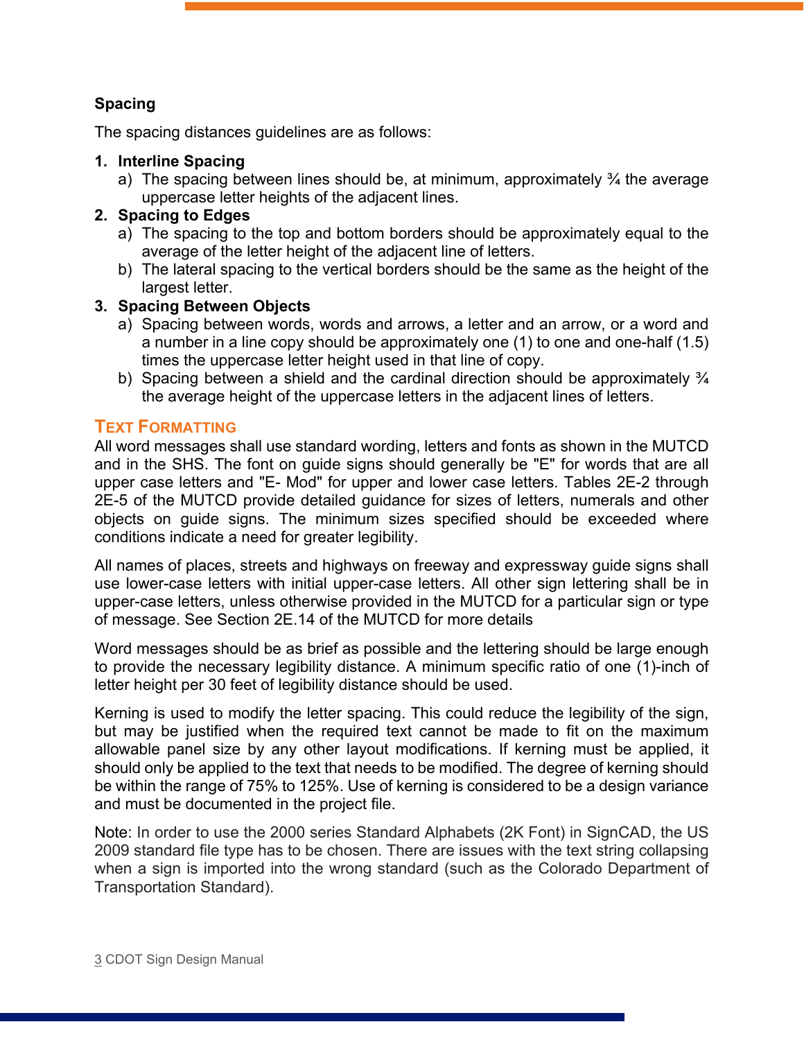### Spacing

The spacing distances guidelines are as follows:

1. **Interline Spacing**
   a) The spacing between lines should be, at minimum, approximately ¾ the average uppercase letter heights of the adjacent lines.
2. **Spacing to Edges**
   a) The spacing to the top and bottom borders should be approximately equal to the average of the letter height of the adjacent line of letters.
   b) The lateral spacing to the vertical borders should be the same as the height of the largest letter.
3. **Spacing Between Objects**
   a) Spacing between words, words and arrows, a letter and an arrow, or a word and a number in a line copy should be approximately one (1) to one and one-half (1.5) times the uppercase letter height used in that line of copy.
   b) Spacing between a shield and the cardinal direction should be approximately ¾ the average height of the uppercase letters in the adjacent lines of letters.

## Text Formatting

All word messages shall use standard wording, letters and fonts as shown in the MUTCD and in the SHS. The font on guide signs should generally be "E" for words that are all upper case letters and "E- Mod" for upper and lower case letters. Tables 2E-2 through 2E-5 of the MUTCD provide detailed guidance for sizes of letters, numerals and other objects on guide signs. The minimum sizes specified should be exceeded where conditions indicate a need for greater legibility.

All names of places, streets and highways on freeway and expressway guide signs shall use lower-case letters with initial upper-case letters. All other sign lettering shall be in upper-case letters, unless otherwise provided in the MUTCD for a particular sign or type of message. See Section 2E.14 of the MUTCD for more details

Word messages should be as brief as possible and the lettering should be large enough to provide the necessary legibility distance. A minimum specific ratio of one (1)-inch of letter height per 30 feet of legibility distance should be used.

Kerning is used to modify the letter spacing. This could reduce the legibility of the sign, but may be justified when the required text cannot be made to fit on the maximum allowable panel size by any other layout modifications. If kerning must be applied, it should only be applied to the text that needs to be modified. The degree of kerning should be within the range of 75% to 125%. Use of kerning is considered to be a design variance and must be documented in the project file.

Note: In order to use the 2000 series Standard Alphabets (2K Font) in SignCAD, the US 2009 standard file type has to be chosen. There are issues with the text string collapsing when a sign is imported into the wrong standard (such as the Colorado Department of Transportation Standard).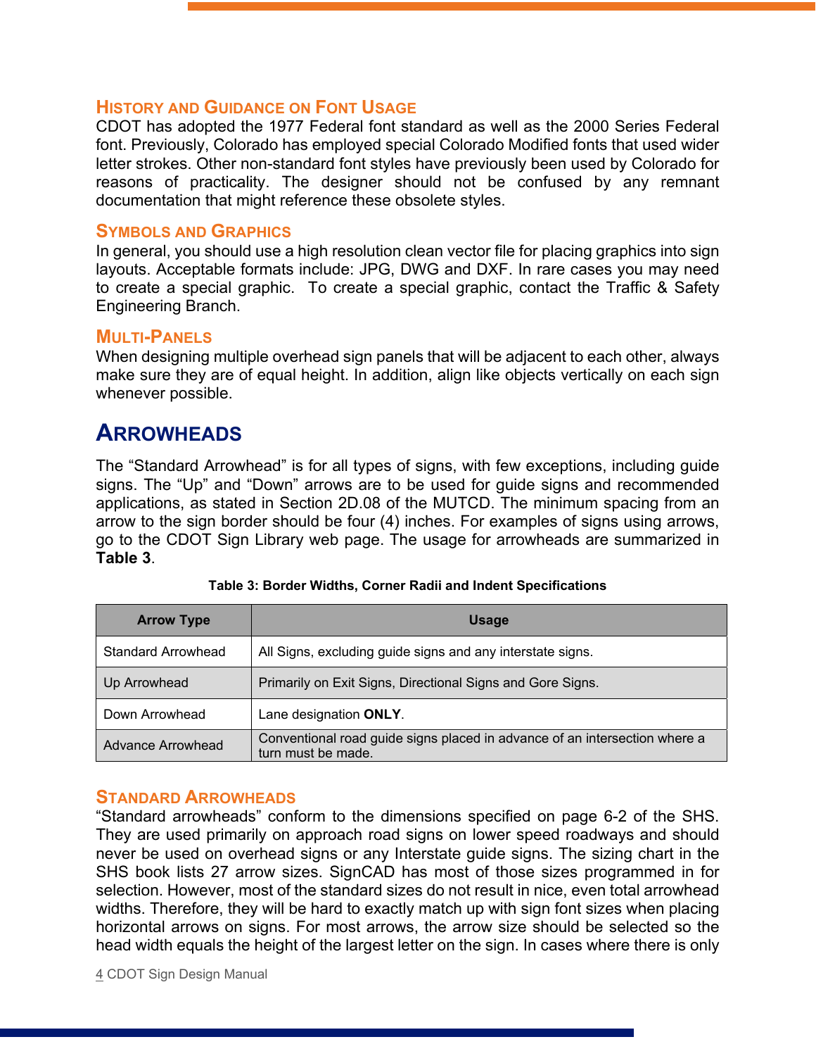### History and Guidance on Font Usage

CDOT has adopted the 1977 Federal font standard as well as the 2000 Series Federal font. Previously, Colorado has employed special Colorado Modified fonts that used wider letter strokes. Other non-standard font styles have previously been used by Colorado for reasons of practicality. The designer should not be confused by any remnant documentation that might reference these obsolete styles.

### Symbols and Graphics

In general, you should use a high resolution clean vector file for placing graphics into sign layouts. Acceptable formats include: JPG, DWG and DXF. In rare cases you may need to create a special graphic. To create a special graphic, contact the Traffic & Safety Engineering Branch.

### Multi-Panels

When designing multiple overhead sign panels that will be adjacent to each other, always make sure they are of equal height. In addition, align like objects vertically on each sign whenever possible.

## Arrowheads

The "Standard Arrowhead" is for all types of signs, with few exceptions, including guide signs. The "Up" and "Down" arrows are to be used for guide signs and recommended applications, as stated in Section 2D.08 of the MUTCD. The minimum spacing from an arrow to the sign border should be four (4) inches. For examples of signs using arrows, go to the CDOT Sign Library web page. The usage for arrowheads are summarized in **Table 3**.

**Table 3: Border Widths, Corner Radii and Indent Specifications**

| Arrow Type | Usage |
|---|---|
| Standard Arrowhead | All Signs, excluding guide signs and any interstate signs. |
| Up Arrowhead | Primarily on Exit Signs, Directional Signs and Gore Signs. |
| Down Arrowhead | Lane designation **ONLY**. |
| Advance Arrowhead | Conventional road guide signs placed in advance of an intersection where a turn must be made. |

### Standard Arrowheads

"Standard arrowheads" conform to the dimensions specified on page 6-2 of the SHS. They are used primarily on approach road signs on lower speed roadways and should never be used on overhead signs or any Interstate guide signs. The sizing chart in the SHS book lists 27 arrow sizes. SignCAD has most of those sizes programmed in for selection. However, most of the standard sizes do not result in nice, even total arrowhead widths. Therefore, they will be hard to exactly match up with sign font sizes when placing horizontal arrows on signs. For most arrows, the arrow size should be selected so the head width equals the height of the largest letter on the sign. In cases where there is only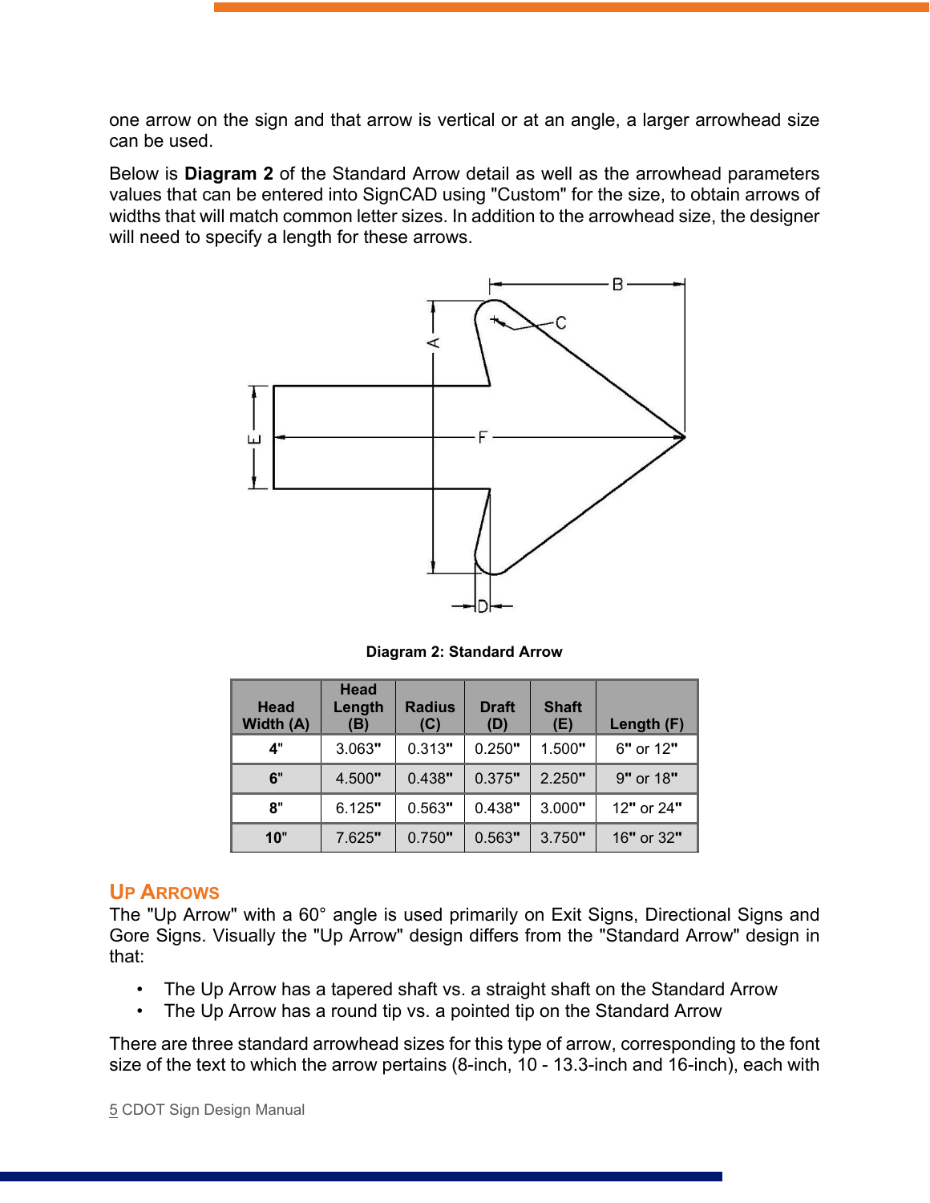one arrow on the sign and that arrow is vertical or at an angle, a larger arrowhead size can be used.

Below is **Diagram 2** of the Standard Arrow detail as well as the arrowhead parameters values that can be entered into SignCAD using "Custom" for the size, to obtain arrows of widths that will match common letter sizes. In addition to the arrowhead size, the designer will need to specify a length for these arrows.

**Diagram 2: Standard Arrow**

| Head Width (A) | Head Length (B) | Radius (C) | Draft (D) | Shaft (E) | Length (F) |
|---|---|---|---|---|---|
| **4**" | 3.063**"** | 0.313**"** | 0.250**"** | 1.500**"** | 6**"** or 12**"** |
| **6**" | 4.500**"** | 0.438**"** | 0.375**"** | 2.250**"** | 9**"** or 18**"** |
| **8**" | 6.125**"** | 0.563**"** | 0.438**"** | 3.000**"** | 12**"** or 24**"** |
| **10**" | 7.625**"** | 0.750**"** | 0.563**"** | 3.750**"** | 16**"** or 32**"** |

## Up Arrows

The "Up Arrow" with a 60° angle is used primarily on Exit Signs, Directional Signs and Gore Signs. Visually the "Up Arrow" design differs from the "Standard Arrow" design in that:

- The Up Arrow has a tapered shaft vs. a straight shaft on the Standard Arrow
- The Up Arrow has a round tip vs. a pointed tip on the Standard Arrow

There are three standard arrowhead sizes for this type of arrow, corresponding to the font size of the text to which the arrow pertains (8-inch, 10 - 13.3-inch and 16-inch), each with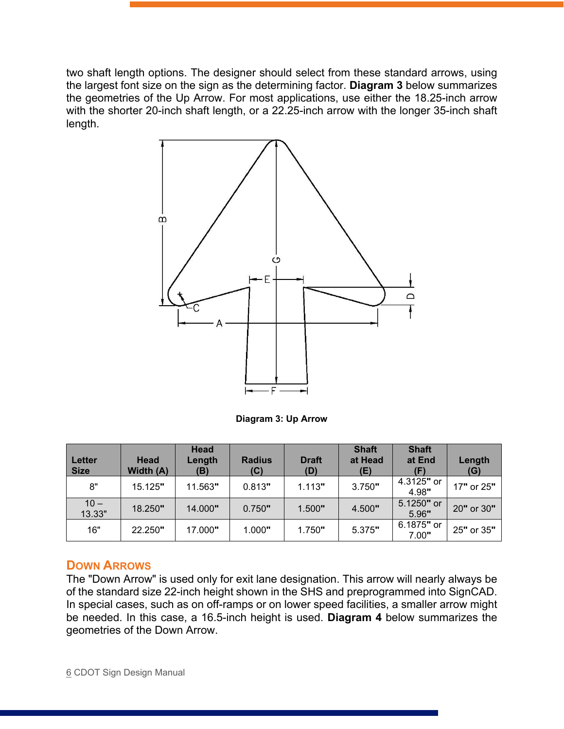two shaft length options. The designer should select from these standard arrows, using the largest font size on the sign as the determining factor. **Diagram 3** below summarizes the geometries of the Up Arrow. For most applications, use either the 18.25-inch arrow with the shorter 20-inch shaft length, or a 22.25-inch arrow with the longer 35-inch shaft length.

**Diagram 3: Up Arrow**

| Letter Size | Head Width (A) | Head Length (B) | Radius (C) | Draft (D) | Shaft at Head (E) | Shaft at End (F) | Length (G) |
|---|---|---|---|---|---|---|---|
| 8" | 15.125" | 11.563" | 0.813" | 1.113" | 3.750" | 4.3125" or 4.98" | 17" or 25" |
| 10 – 13.33" | 18.250" | 14.000" | 0.750" | 1.500" | 4.500" | 5.1250" or 5.96" | 20" or 30" |
| 16" | 22.250" | 17.000" | 1.000" | 1.750" | 5.375" | 6.1875" or 7.00" | 25" or 35" |

## Down Arrows

The "Down Arrow" is used only for exit lane designation. This arrow will nearly always be of the standard size 22-inch height shown in the SHS and preprogrammed into SignCAD. In special cases, such as on off-ramps or on lower speed facilities, a smaller arrow might be needed. In this case, a 16.5-inch height is used. **Diagram 4** below summarizes the geometries of the Down Arrow.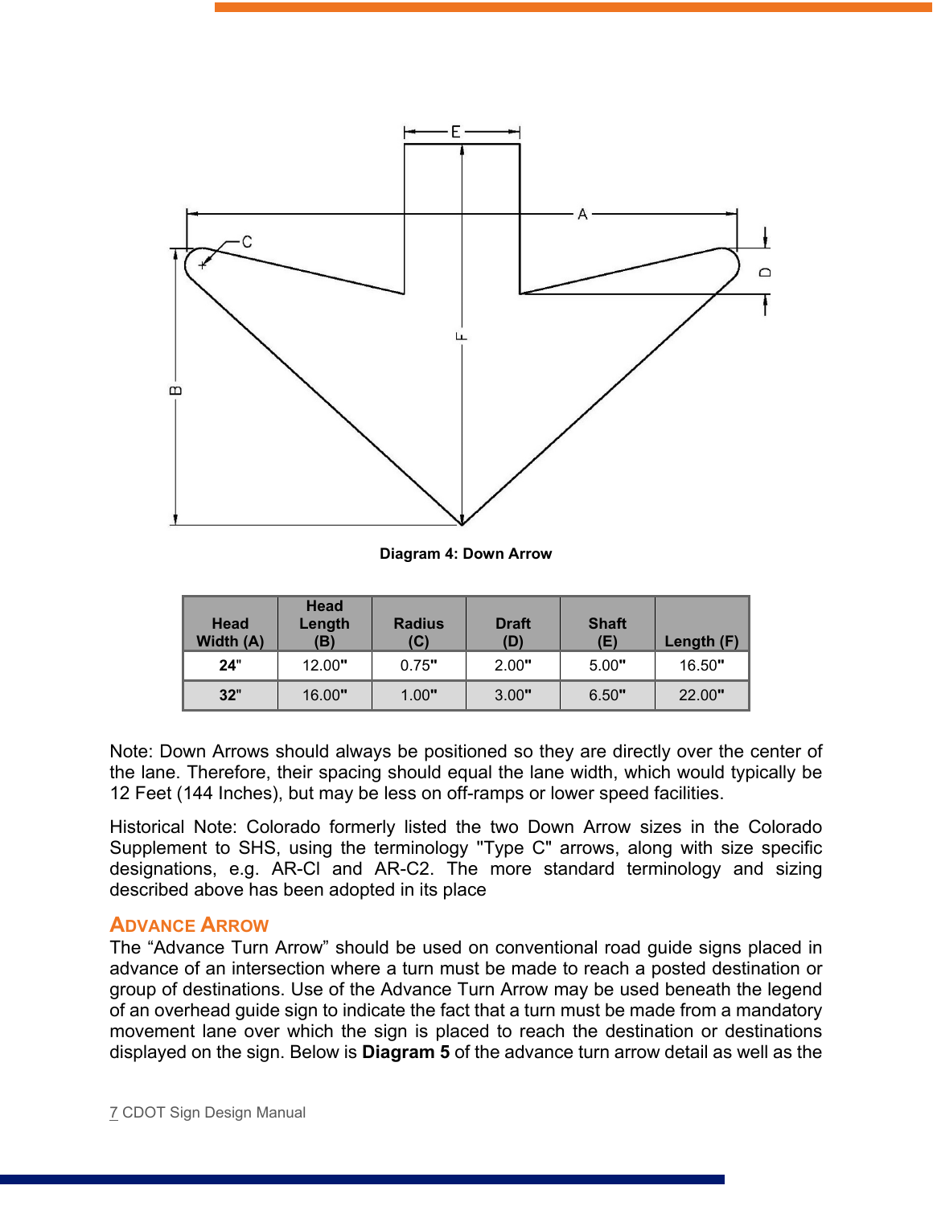**Diagram 4: Down Arrow**

| Head Width (A) | Head Length (B) | Radius (C) | Draft (D) | Shaft (E) | Length (F) |
|---|---|---|---|---|---|
| **24**" | 12.00**"** | 0.75**"** | 2.00**"** | 5.00**"** | 16.50**"** |
| **32**" | 16.00**"** | 1.00**"** | 3.00**"** | 6.50**"** | 22.00**"** |

Note: Down Arrows should always be positioned so they are directly over the center of the lane. Therefore, their spacing should equal the lane width, which would typically be 12 Feet (144 Inches), but may be less on off-ramps or lower speed facilities.

Historical Note: Colorado formerly listed the two Down Arrow sizes in the Colorado Supplement to SHS, using the terminology "Type C" arrows, along with size specific designations, e.g. AR-Cl and AR-C2. The more standard terminology and sizing described above has been adopted in its place

## Advance Arrow

The "Advance Turn Arrow" should be used on conventional road guide signs placed in advance of an intersection where a turn must be made to reach a posted destination or group of destinations. Use of the Advance Turn Arrow may be used beneath the legend of an overhead guide sign to indicate the fact that a turn must be made from a mandatory movement lane over which the sign is placed to reach the destination or destinations displayed on the sign. Below is **Diagram 5** of the advance turn arrow detail as well as the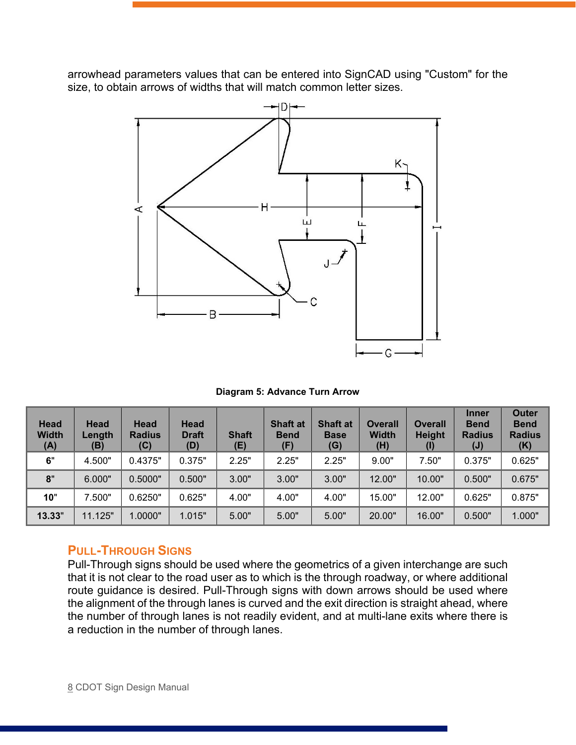arrowhead parameters values that can be entered into SignCAD using "Custom" for the size, to obtain arrows of widths that will match common letter sizes.

**Diagram 5: Advance Turn Arrow**

| Head Width (A) | Head Length (B) | Head Radius (C) | Head Draft (D) | Shaft (E) | Shaft at Bend (F) | Shaft at Base (G) | Overall Width (H) | Overall Height (I) | Inner Bend Radius (J) | Outer Bend Radius (K) |
|---|---|---|---|---|---|---|---|---|---|---|
| **6"** | 4.500" | 0.4375" | 0.375" | 2.25" | 2.25" | 2.25" | 9.00" | 7.50" | 0.375" | 0.625" |
| **8"** | 6.000" | 0.5000" | 0.500" | 3.00" | 3.00" | 3.00" | 12.00" | 10.00" | 0.500" | 0.675" |
| **10"** | 7.500" | 0.6250" | 0.625" | 4.00" | 4.00" | 4.00" | 15.00" | 12.00" | 0.625" | 0.875" |
| **13.33"** | 11.125" | 1.0000" | 1.015" | 5.00" | 5.00" | 5.00" | 20.00" | 16.00" | 0.500" | 1.000" |

## Pull-Through Signs

Pull-Through signs should be used where the geometrics of a given interchange are such that it is not clear to the road user as to which is the through roadway, or where additional route guidance is desired. Pull-Through signs with down arrows should be used where the alignment of the through lanes is curved and the exit direction is straight ahead, where the number of through lanes is not readily evident, and at multi-lane exits where there is a reduction in the number of through lanes.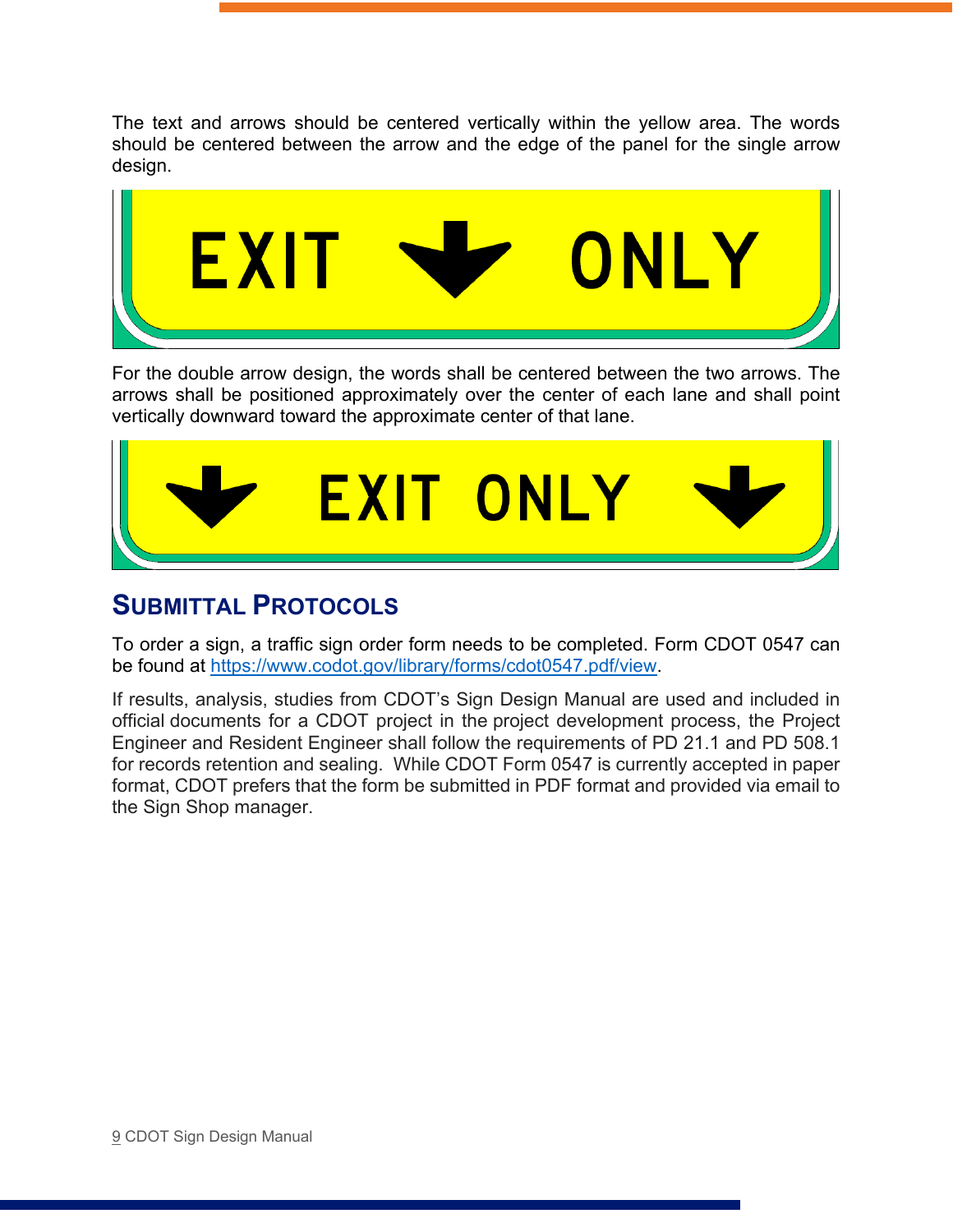The text and arrows should be centered vertically within the yellow area. The words should be centered between the arrow and the edge of the panel for the single arrow design.

For the double arrow design, the words shall be centered between the two arrows. The arrows shall be positioned approximately over the center of each lane and shall point vertically downward toward the approximate center of that lane.

## SUBMITTAL PROTOCOLS

To order a sign, a traffic sign order form needs to be completed. Form CDOT 0547 can be found at https://www.codot.gov/library/forms/cdot0547.pdf/view.

If results, analysis, studies from CDOT's Sign Design Manual are used and included in official documents for a CDOT project in the project development process, the Project Engineer and Resident Engineer shall follow the requirements of PD 21.1 and PD 508.1 for records retention and sealing. While CDOT Form 0547 is currently accepted in paper format, CDOT prefers that the form be submitted in PDF format and provided via email to the Sign Shop manager.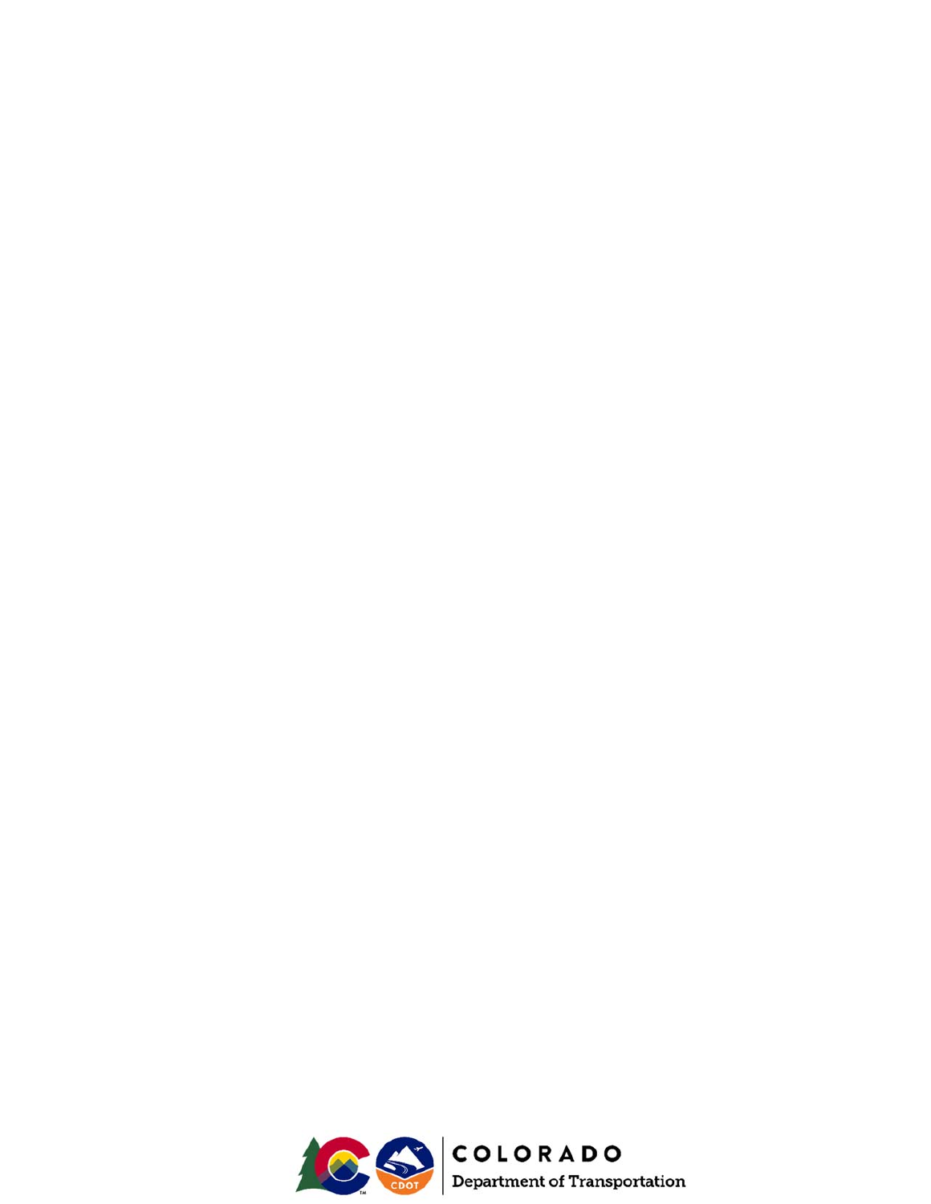COLORADO
Department of Transportation